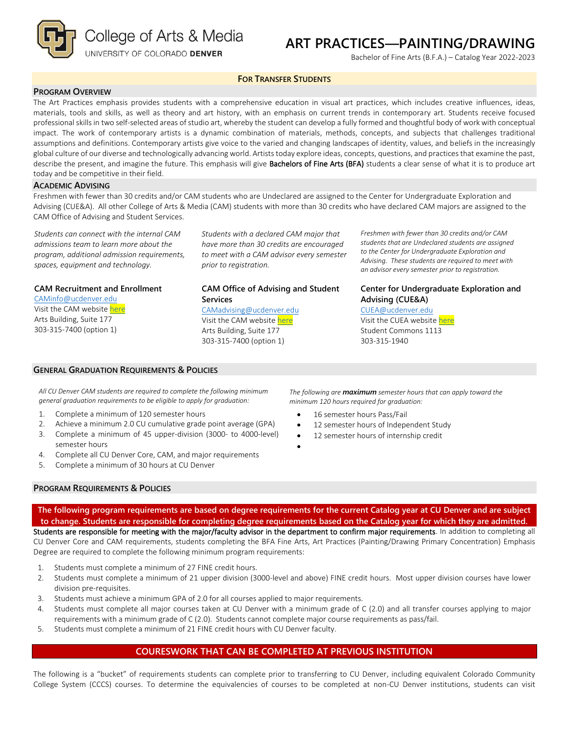College of Arts & Media
UNIVERSITY OF COLORADO DENVER

# ART PRACTICES—PAINTING/DRAWING

Bachelor of Fine Arts (B.F.A.) – Catalog Year 2022-2023

**FOR TRANSFER STUDENTS**

## PROGRAM OVERVIEW

The Art Practices emphasis provides students with a comprehensive education in visual art practices, which includes creative influences, ideas, materials, tools and skills, as well as theory and art history, with an emphasis on current trends in contemporary art. Students receive focused professional skills in two self-selected areas of studio art, whereby the student can develop a fully formed and thoughtful body of work with conceptual impact. The work of contemporary artists is a dynamic combination of materials, methods, concepts, and subjects that challenges traditional assumptions and definitions. Contemporary artists give voice to the varied and changing landscapes of identity, values, and beliefs in the increasingly global culture of our diverse and technologically advancing world. Artists today explore ideas, concepts, questions, and practices that examine the past, describe the present, and imagine the future. This emphasis will give Bachelors of Fine Arts (BFA) students a clear sense of what it is to produce art today and be competitive in their field.

## ACADEMIC ADVISING

Freshmen with fewer than 30 credits and/or CAM students who are Undeclared are assigned to the Center for Undergraduate Exploration and Advising (CUE&A). All other College of Arts & Media (CAM) students with more than 30 credits who have declared CAM majors are assigned to the CAM Office of Advising and Student Services.

*Students can connect with the internal CAM admissions team to learn more about the program, additional admission requirements, spaces, equipment and technology.*

**CAM Recruitment and Enrollment**
CAMinfo@ucdenver.edu
Visit the CAM website here
Arts Building, Suite 177
303-315-7400 (option 1)

*Students with a declared CAM major that have more than 30 credits are encouraged to meet with a CAM advisor every semester prior to registration.*

**CAM Office of Advising and Student Services**
CAMadvising@ucdenver.edu
Visit the CAM website here
Arts Building, Suite 177
303-315-7400 (option 1)

*Freshmen with fewer than 30 credits and/or CAM students that are Undeclared students are assigned to the Center for Undergraduate Exploration and Advising. These students are required to meet with an advisor every semester prior to registration.*

**Center for Undergraduate Exploration and Advising (CUE&A)**
CUEA@ucdenver.edu
Visit the CUEA website here
Student Commons 1113
303-315-1940

## GENERAL GRADUATION REQUIREMENTS & POLICIES

*All CU Denver CAM students are required to complete the following minimum general graduation requirements to be eligible to apply for graduation:*

1. Complete a minimum of 120 semester hours
2. Achieve a minimum 2.0 CU cumulative grade point average (GPA)
3. Complete a minimum of 45 upper-division (3000- to 4000-level) semester hours
4. Complete all CU Denver Core, CAM, and major requirements
5. Complete a minimum of 30 hours at CU Denver

*The following are* ***maximum*** *semester hours that can apply toward the minimum 120 hours required for graduation:*

- 16 semester hours Pass/Fail
- 12 semester hours of Independent Study
- 12 semester hours of internship credit

## PROGRAM REQUIREMENTS & POLICIES

**The following program requirements are based on degree requirements for the current Catalog year at CU Denver and are subject to change. Students are responsible for completing degree requirements based on the Catalog year for which they are admitted.**

Students are responsible for meeting with the major/faculty advisor in the department to confirm major requirements. In addition to completing all CU Denver Core and CAM requirements, students completing the BFA Fine Arts, Art Practices (Painting/Drawing Primary Concentration) Emphasis Degree are required to complete the following minimum program requirements:

1. Students must complete a minimum of 27 FINE credit hours.
2. Students must complete a minimum of 21 upper division (3000-level and above) FINE credit hours. Most upper division courses have lower division pre-requisites.
3. Students must achieve a minimum GPA of 2.0 for all courses applied to major requirements.
4. Students must complete all major courses taken at CU Denver with a minimum grade of C (2.0) and all transfer courses applying to major requirements with a minimum grade of C (2.0). Students cannot complete major course requirements as pass/fail.
5. Students must complete a minimum of 21 FINE credit hours with CU Denver faculty.

## COURESWORK THAT CAN BE COMPLETED AT PREVIOUS INSTITUTION

The following is a "bucket" of requirements students can complete prior to transferring to CU Denver, including equivalent Colorado Community College System (CCCS) courses. To determine the equivalencies of courses to be completed at non-CU Denver institutions, students can visit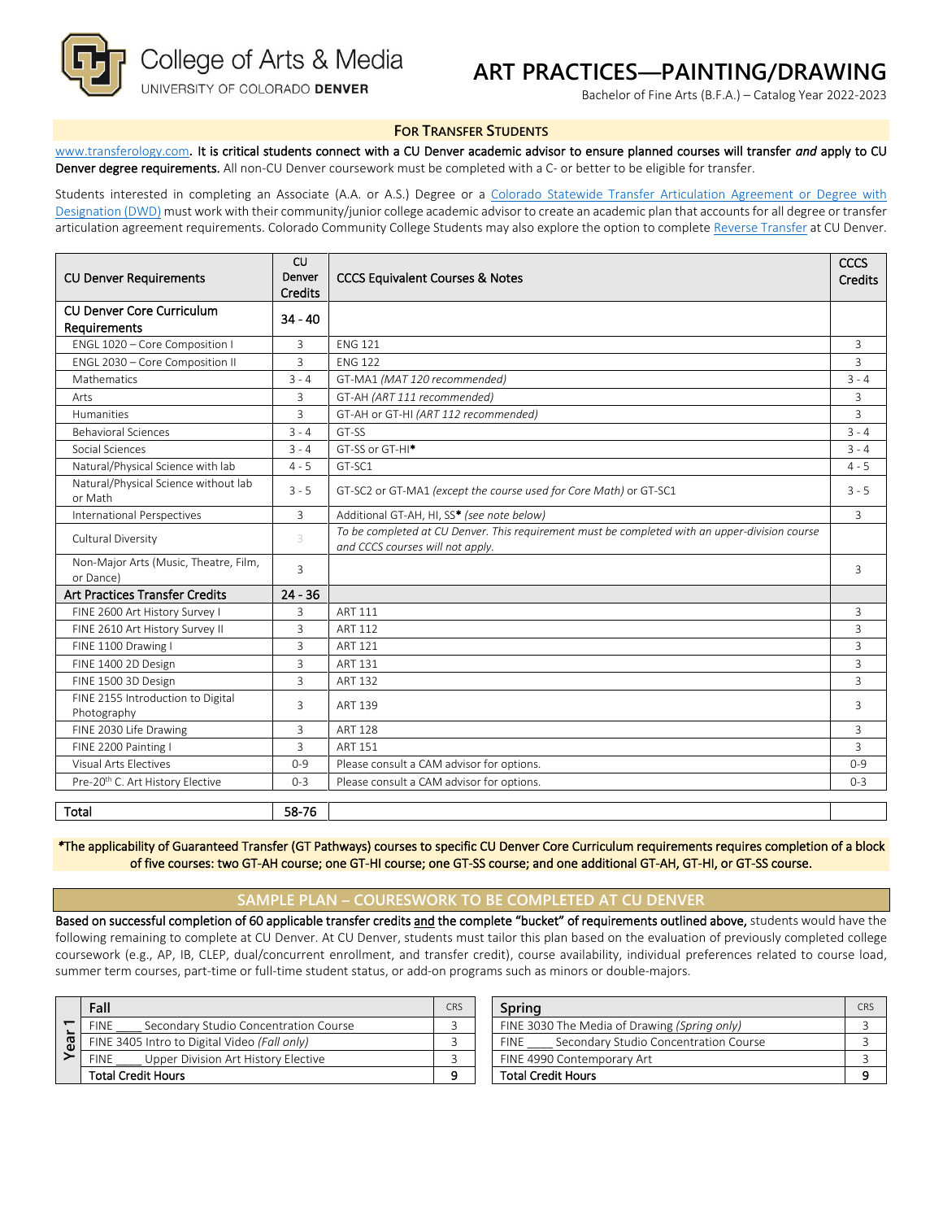# ART PRACTICES—PAINTING/DRAWING

Bachelor of Fine Arts (B.F.A.) – Catalog Year 2022-2023

College of Arts & Media
UNIVERSITY OF COLORADO DENVER

## FOR TRANSFER STUDENTS

www.transferology.com. **It is critical students connect with a CU Denver academic advisor to ensure planned courses will transfer *and* apply to CU Denver degree requirements.** All non-CU Denver coursework must be completed with a C- or better to be eligible for transfer.

Students interested in completing an Associate (A.A. or A.S.) Degree or a Colorado Statewide Transfer Articulation Agreement or Degree with Designation (DWD) must work with their community/junior college academic advisor to create an academic plan that accounts for all degree or transfer articulation agreement requirements. Colorado Community College Students may also explore the option to complete Reverse Transfer at CU Denver.

| CU Denver Requirements | CU Denver Credits | CCCS Equivalent Courses & Notes | CCCS Credits |
|---|---|---|---|
| **CU Denver Core Curriculum Requirements** | **34 - 40** | | |
| ENGL 1020 – Core Composition I | 3 | ENG 121 | 3 |
| ENGL 2030 – Core Composition II | 3 | ENG 122 | 3 |
| Mathematics | 3 - 4 | GT-MA1 *(MAT 120 recommended)* | 3 - 4 |
| Arts | 3 | GT-AH *(ART 111 recommended)* | 3 |
| Humanities | 3 | GT-AH or GT-HI *(ART 112 recommended)* | 3 |
| Behavioral Sciences | 3 - 4 | GT-SS | 3 - 4 |
| Social Sciences | 3 - 4 | GT-SS or GT-HI* | 3 - 4 |
| Natural/Physical Science with lab | 4 - 5 | GT-SC1 | 4 - 5 |
| Natural/Physical Science without lab or Math | 3 - 5 | GT-SC2 or GT-MA1 *(except the course used for Core Math)* or GT-SC1 | 3 - 5 |
| International Perspectives | 3 | Additional GT-AH, HI, SS* *(see note below)* | 3 |
| Cultural Diversity | 3 | *To be completed at CU Denver. This requirement must be completed with an upper-division course and CCCS courses will not apply.* | |
| Non-Major Arts (Music, Theatre, Film, or Dance) | 3 | | 3 |
| **Art Practices Transfer Credits** | **24 - 36** | | |
| FINE 2600 Art History Survey I | 3 | ART 111 | 3 |
| FINE 2610 Art History Survey II | 3 | ART 112 | 3 |
| FINE 1100 Drawing I | 3 | ART 121 | 3 |
| FINE 1400 2D Design | 3 | ART 131 | 3 |
| FINE 1500 3D Design | 3 | ART 132 | 3 |
| FINE 2155 Introduction to Digital Photography | 3 | ART 139 | 3 |
| FINE 2030 Life Drawing | 3 | ART 128 | 3 |
| FINE 2200 Painting I | 3 | ART 151 | 3 |
| Visual Arts Electives | 0-9 | Please consult a CAM advisor for options. | 0-9 |
| Pre-20th C. Art History Elective | 0-3 | Please consult a CAM advisor for options. | 0-3 |
| **Total** | **58-76** | | |

*The applicability of Guaranteed Transfer (GT Pathways) courses to specific CU Denver Core Curriculum requirements requires completion of a block of five courses: two GT-AH course; one GT-HI course; one GT-SS course; and one additional GT-AH, GT-HI, or GT-SS course.

## SAMPLE PLAN – COURESWORK TO BE COMPLETED AT CU DENVER

**Based on successful completion of 60 applicable transfer credits and the complete "bucket" of requirements outlined above,** students would have the following remaining to complete at CU Denver. At CU Denver, students must tailor this plan based on the evaluation of previously completed college coursework (e.g., AP, IB, CLEP, dual/concurrent enrollment, and transfer credit), course availability, individual preferences related to course load, summer term courses, part-time or full-time student status, or add-on programs such as minors or double-majors.

**Year 1**

| Fall | CRS |
|---|---|
| FINE ____ Secondary Studio Concentration Course | 3 |
| FINE 3405 Intro to Digital Video *(Fall only)* | 3 |
| FINE ____ Upper Division Art History Elective | 3 |
| **Total Credit Hours** | **9** |

| Spring | CRS |
|---|---|
| FINE 3030 The Media of Drawing *(Spring only)* | 3 |
| FINE ____ Secondary Studio Concentration Course | 3 |
| FINE 4990 Contemporary Art | 3 |
| **Total Credit Hours** | **9** |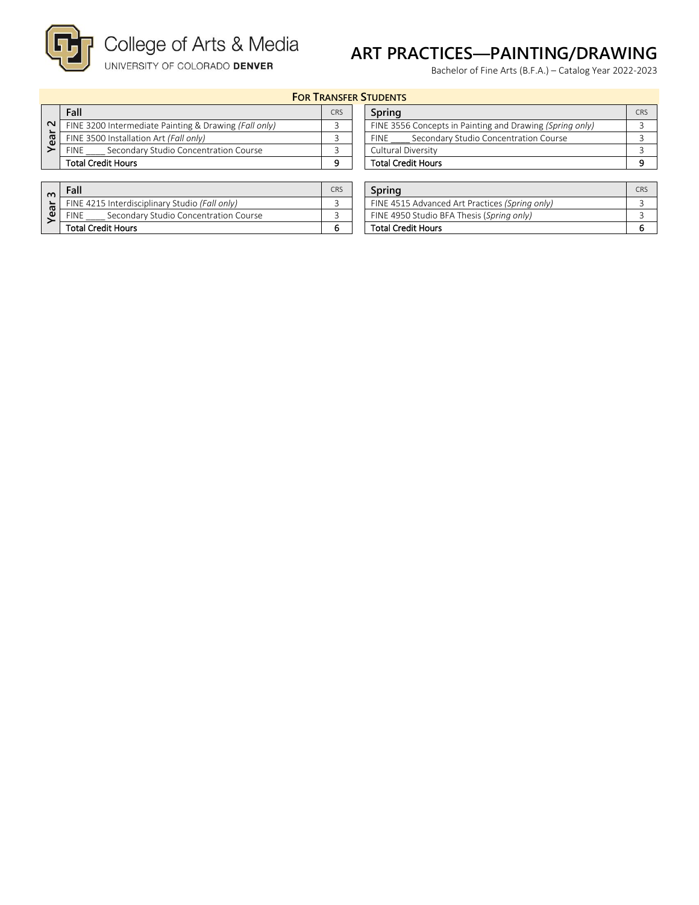# ART PRACTICES—PAINTING/DRAWING

Bachelor of Fine Arts (B.F.A.) – Catalog Year 2022-2023

## For Transfer Students

**Year 2**

| Fall | CRS |
|---|---|
| FINE 3200 Intermediate Painting & Drawing *(Fall only)* | 3 |
| FINE 3500 Installation Art *(Fall only)* | 3 |
| FINE ____ Secondary Studio Concentration Course | 3 |
| **Total Credit Hours** | **9** |

| Spring | CRS |
|---|---|
| FINE 3556 Concepts in Painting and Drawing *(Spring only)* | 3 |
| FINE ____ Secondary Studio Concentration Course | 3 |
| Cultural Diversity | 3 |
| **Total Credit Hours** | **9** |

**Year 3**

| Fall | CRS |
|---|---|
| FINE 4215 Interdisciplinary Studio *(Fall only)* | 3 |
| FINE ____ Secondary Studio Concentration Course | 3 |
| **Total Credit Hours** | **6** |

| Spring | CRS |
|---|---|
| FINE 4515 Advanced Art Practices *(Spring only)* | 3 |
| FINE 4950 Studio BFA Thesis (*Spring only)* | 3 |
| **Total Credit Hours** | **6** |